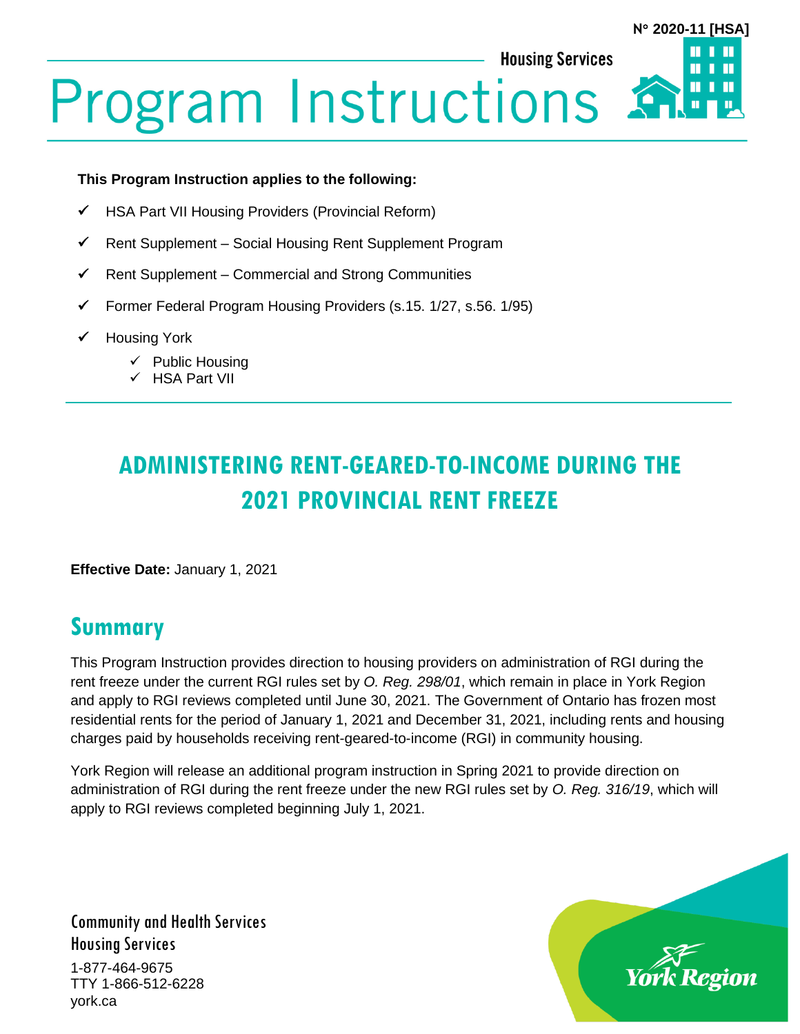N° 2020-11 [HSA]

Housing Services

# Program Instructions

**This Program Instruction applies to the following:**

- ✓ HSA Part VII Housing Providers (Provincial Reform)
- ✓ Rent Supplement – Social Housing Rent Supplement Program
- ✓ Rent Supplement – Commercial and Strong Communities
- ✓ Former Federal Program Housing Providers (s.15. 1/27, s.56. 1/95)
- ✓ Housing York
  - ✓ Public Housing
  - ✓ HSA Part VII

## ADMINISTERING RENT-GEARED-TO-INCOME DURING THE 2021 PROVINCIAL RENT FREEZE

**Effective Date:** January 1, 2021

## Summary

This Program Instruction provides direction to housing providers on administration of RGI during the rent freeze under the current RGI rules set by *O. Reg. 298/01*, which remain in place in York Region and apply to RGI reviews completed until June 30, 2021. The Government of Ontario has frozen most residential rents for the period of January 1, 2021 and December 31, 2021, including rents and housing charges paid by households receiving rent-geared-to-income (RGI) in community housing.

York Region will release an additional program instruction in Spring 2021 to provide direction on administration of RGI during the rent freeze under the new RGI rules set by *O. Reg. 316/19*, which will apply to RGI reviews completed beginning July 1, 2021.

Community and Health Services
Housing Services

1-877-464-9675
TTY 1-866-512-6228
york.ca

York Region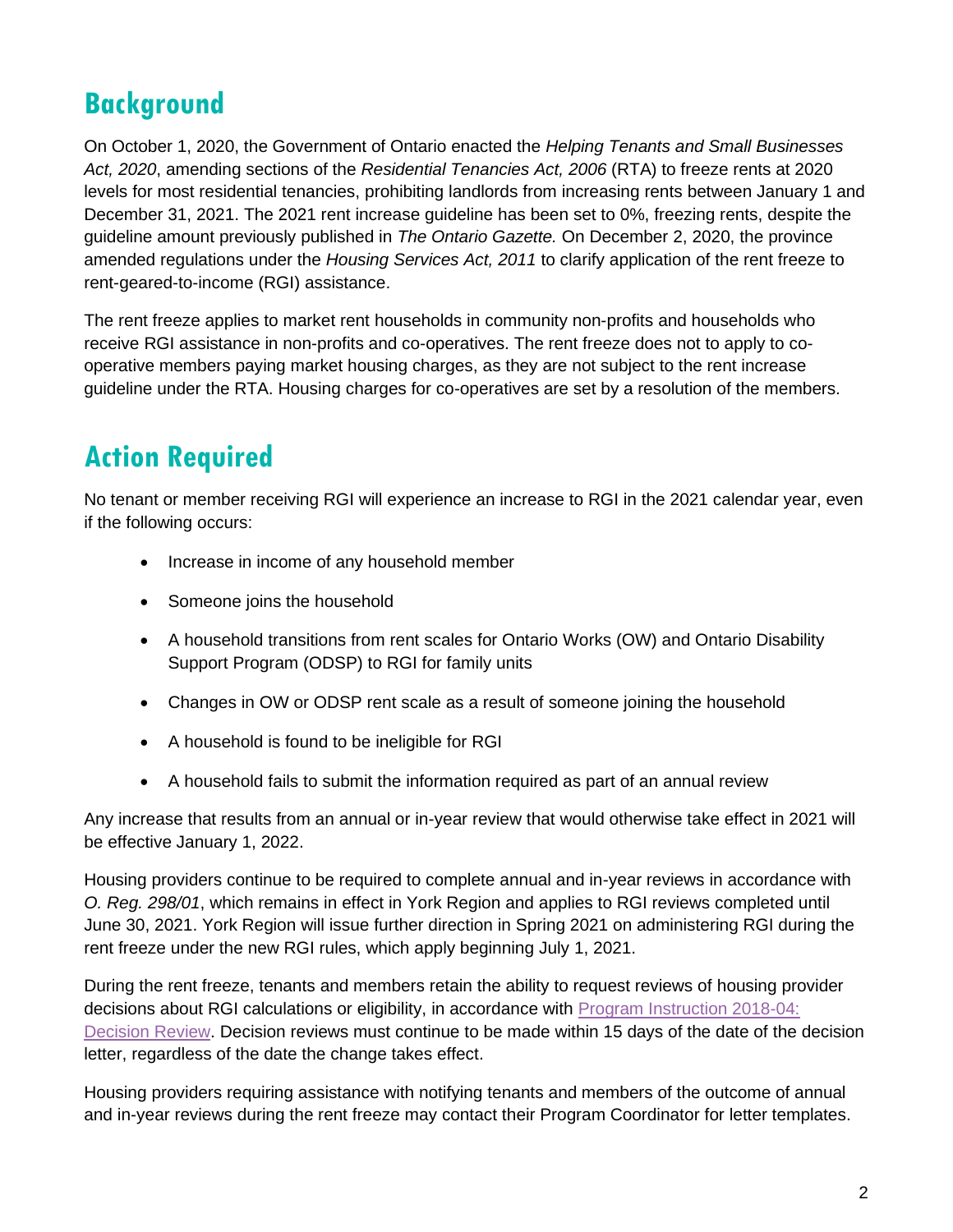## Background

On October 1, 2020, the Government of Ontario enacted the *Helping Tenants and Small Businesses Act, 2020*, amending sections of the *Residential Tenancies Act, 2006* (RTA) to freeze rents at 2020 levels for most residential tenancies, prohibiting landlords from increasing rents between January 1 and December 31, 2021. The 2021 rent increase guideline has been set to 0%, freezing rents, despite the guideline amount previously published in *The Ontario Gazette.* On December 2, 2020, the province amended regulations under the *Housing Services Act, 2011* to clarify application of the rent freeze to rent-geared-to-income (RGI) assistance.

The rent freeze applies to market rent households in community non-profits and households who receive RGI assistance in non-profits and co-operatives. The rent freeze does not to apply to co-operative members paying market housing charges, as they are not subject to the rent increase guideline under the RTA. Housing charges for co-operatives are set by a resolution of the members.

## Action Required

No tenant or member receiving RGI will experience an increase to RGI in the 2021 calendar year, even if the following occurs:

- Increase in income of any household member
- Someone joins the household
- A household transitions from rent scales for Ontario Works (OW) and Ontario Disability Support Program (ODSP) to RGI for family units
- Changes in OW or ODSP rent scale as a result of someone joining the household
- A household is found to be ineligible for RGI
- A household fails to submit the information required as part of an annual review

Any increase that results from an annual or in-year review that would otherwise take effect in 2021 will be effective January 1, 2022.

Housing providers continue to be required to complete annual and in-year reviews in accordance with *O. Reg. 298/01*, which remains in effect in York Region and applies to RGI reviews completed until June 30, 2021. York Region will issue further direction in Spring 2021 on administering RGI during the rent freeze under the new RGI rules, which apply beginning July 1, 2021.

During the rent freeze, tenants and members retain the ability to request reviews of housing provider decisions about RGI calculations or eligibility, in accordance with Program Instruction 2018-04: Decision Review. Decision reviews must continue to be made within 15 days of the date of the decision letter, regardless of the date the change takes effect.

Housing providers requiring assistance with notifying tenants and members of the outcome of annual and in-year reviews during the rent freeze may contact their Program Coordinator for letter templates.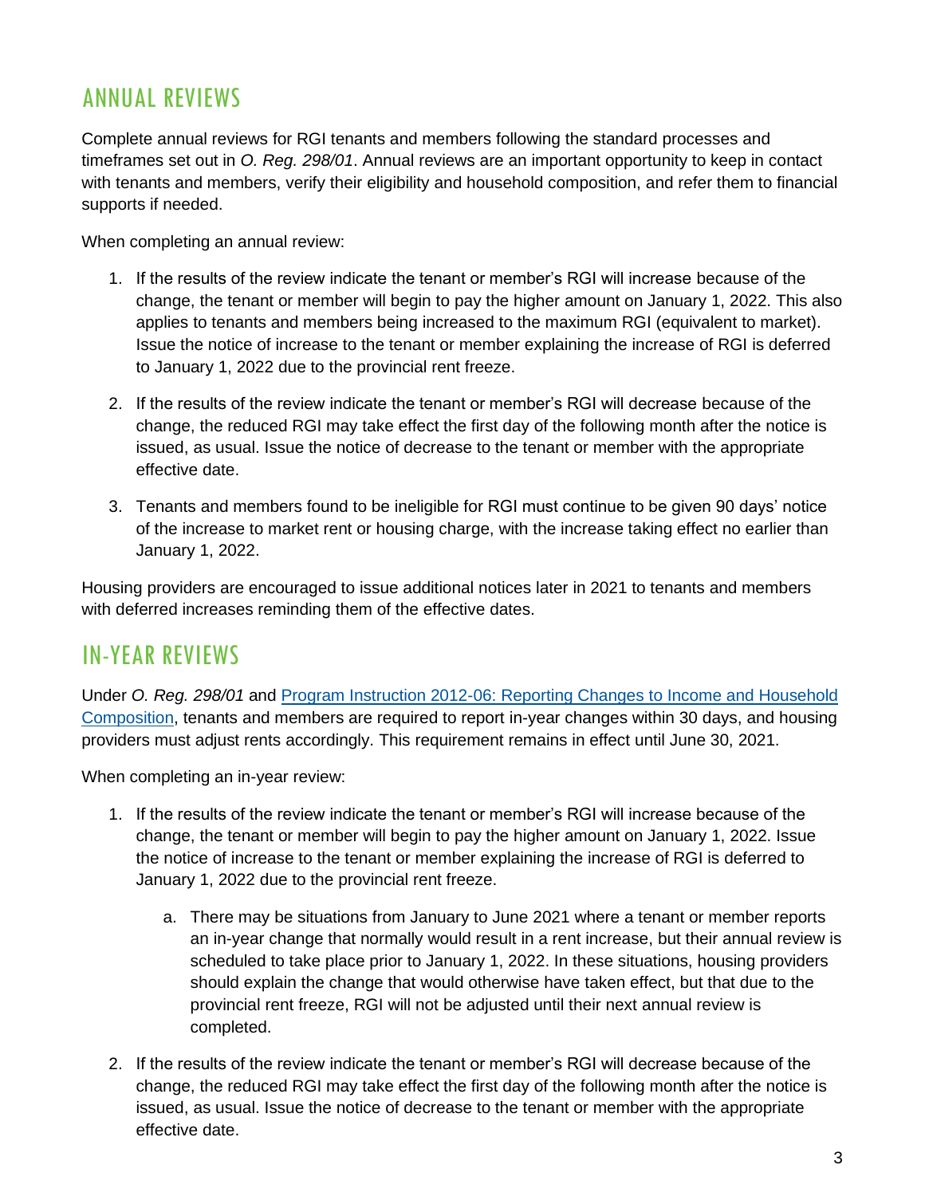## ANNUAL REVIEWS

Complete annual reviews for RGI tenants and members following the standard processes and timeframes set out in *O. Reg. 298/01*. Annual reviews are an important opportunity to keep in contact with tenants and members, verify their eligibility and household composition, and refer them to financial supports if needed.

When completing an annual review:

1. If the results of the review indicate the tenant or member's RGI will increase because of the change, the tenant or member will begin to pay the higher amount on January 1, 2022. This also applies to tenants and members being increased to the maximum RGI (equivalent to market). Issue the notice of increase to the tenant or member explaining the increase of RGI is deferred to January 1, 2022 due to the provincial rent freeze.

2. If the results of the review indicate the tenant or member's RGI will decrease because of the change, the reduced RGI may take effect the first day of the following month after the notice is issued, as usual. Issue the notice of decrease to the tenant or member with the appropriate effective date.

3. Tenants and members found to be ineligible for RGI must continue to be given 90 days' notice of the increase to market rent or housing charge, with the increase taking effect no earlier than January 1, 2022.

Housing providers are encouraged to issue additional notices later in 2021 to tenants and members with deferred increases reminding them of the effective dates.

## IN-YEAR REVIEWS

Under *O. Reg. 298/01* and [Program Instruction 2012-06: Reporting Changes to Income and Household Composition](), tenants and members are required to report in-year changes within 30 days, and housing providers must adjust rents accordingly. This requirement remains in effect until June 30, 2021.

When completing an in-year review:

1. If the results of the review indicate the tenant or member's RGI will increase because of the change, the tenant or member will begin to pay the higher amount on January 1, 2022. Issue the notice of increase to the tenant or member explaining the increase of RGI is deferred to January 1, 2022 due to the provincial rent freeze.

   a. There may be situations from January to June 2021 where a tenant or member reports an in-year change that normally would result in a rent increase, but their annual review is scheduled to take place prior to January 1, 2022. In these situations, housing providers should explain the change that would otherwise have taken effect, but that due to the provincial rent freeze, RGI will not be adjusted until their next annual review is completed.

2. If the results of the review indicate the tenant or member's RGI will decrease because of the change, the reduced RGI may take effect the first day of the following month after the notice is issued, as usual. Issue the notice of decrease to the tenant or member with the appropriate effective date.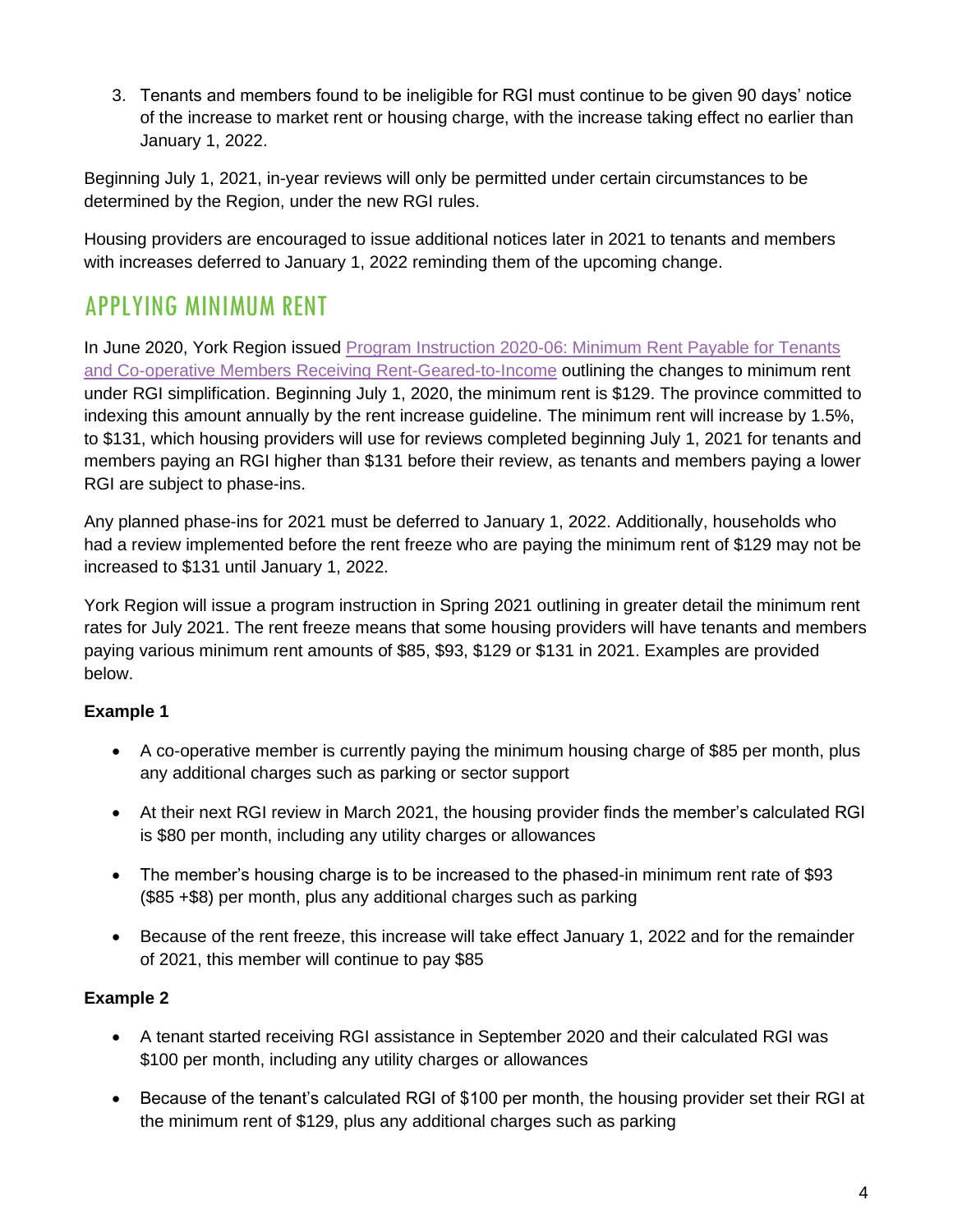3. Tenants and members found to be ineligible for RGI must continue to be given 90 days' notice of the increase to market rent or housing charge, with the increase taking effect no earlier than January 1, 2022.

Beginning July 1, 2021, in-year reviews will only be permitted under certain circumstances to be determined by the Region, under the new RGI rules.

Housing providers are encouraged to issue additional notices later in 2021 to tenants and members with increases deferred to January 1, 2022 reminding them of the upcoming change.

## APPLYING MINIMUM RENT

In June 2020, York Region issued [Program Instruction 2020-06: Minimum Rent Payable for Tenants and Co-operative Members Receiving Rent-Geared-to-Income]() outlining the changes to minimum rent under RGI simplification. Beginning July 1, 2020, the minimum rent is $129. The province committed to indexing this amount annually by the rent increase guideline. The minimum rent will increase by 1.5%, to $131, which housing providers will use for reviews completed beginning July 1, 2021 for tenants and members paying an RGI higher than $131 before their review, as tenants and members paying a lower RGI are subject to phase-ins.

Any planned phase-ins for 2021 must be deferred to January 1, 2022. Additionally, households who had a review implemented before the rent freeze who are paying the minimum rent of $129 may not be increased to $131 until January 1, 2022.

York Region will issue a program instruction in Spring 2021 outlining in greater detail the minimum rent rates for July 2021. The rent freeze means that some housing providers will have tenants and members paying various minimum rent amounts of $85, $93, $129 or $131 in 2021. Examples are provided below.

**Example 1**

- A co-operative member is currently paying the minimum housing charge of $85 per month, plus any additional charges such as parking or sector support
- At their next RGI review in March 2021, the housing provider finds the member's calculated RGI is $80 per month, including any utility charges or allowances
- The member's housing charge is to be increased to the phased-in minimum rent rate of $93 ($85 +$8) per month, plus any additional charges such as parking
- Because of the rent freeze, this increase will take effect January 1, 2022 and for the remainder of 2021, this member will continue to pay $85

**Example 2**

- A tenant started receiving RGI assistance in September 2020 and their calculated RGI was $100 per month, including any utility charges or allowances
- Because of the tenant's calculated RGI of $100 per month, the housing provider set their RGI at the minimum rent of $129, plus any additional charges such as parking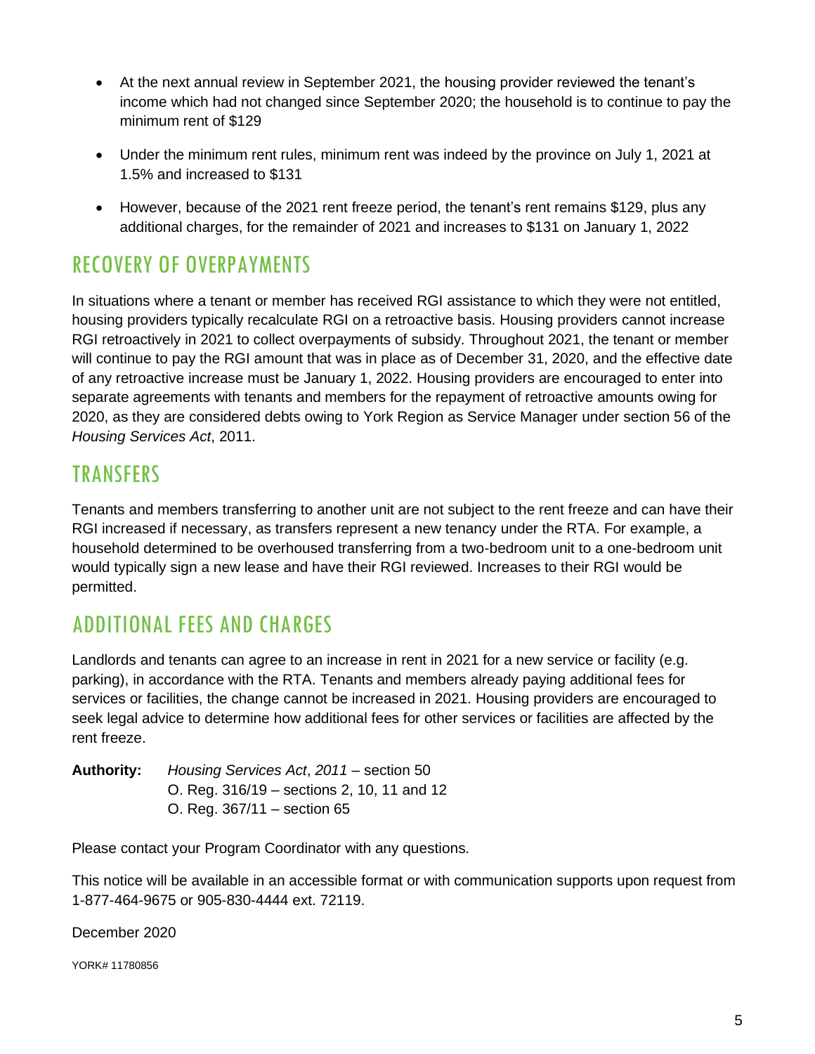- At the next annual review in September 2021, the housing provider reviewed the tenant's income which had not changed since September 2020; the household is to continue to pay the minimum rent of $129
- Under the minimum rent rules, minimum rent was indeed by the province on July 1, 2021 at 1.5% and increased to $131
- However, because of the 2021 rent freeze period, the tenant's rent remains $129, plus any additional charges, for the remainder of 2021 and increases to $131 on January 1, 2022

## RECOVERY OF OVERPAYMENTS

In situations where a tenant or member has received RGI assistance to which they were not entitled, housing providers typically recalculate RGI on a retroactive basis. Housing providers cannot increase RGI retroactively in 2021 to collect overpayments of subsidy. Throughout 2021, the tenant or member will continue to pay the RGI amount that was in place as of December 31, 2020, and the effective date of any retroactive increase must be January 1, 2022. Housing providers are encouraged to enter into separate agreements with tenants and members for the repayment of retroactive amounts owing for 2020, as they are considered debts owing to York Region as Service Manager under section 56 of the *Housing Services Act*, 2011.

## TRANSFERS

Tenants and members transferring to another unit are not subject to the rent freeze and can have their RGI increased if necessary, as transfers represent a new tenancy under the RTA. For example, a household determined to be overhoused transferring from a two-bedroom unit to a one-bedroom unit would typically sign a new lease and have their RGI reviewed. Increases to their RGI would be permitted.

## ADDITIONAL FEES AND CHARGES

Landlords and tenants can agree to an increase in rent in 2021 for a new service or facility (e.g. parking), in accordance with the RTA. Tenants and members already paying additional fees for services or facilities, the change cannot be increased in 2021. Housing providers are encouraged to seek legal advice to determine how additional fees for other services or facilities are affected by the rent freeze.

**Authority:** *Housing Services Act*, *2011* – section 50
O. Reg. 316/19 – sections 2, 10, 11 and 12
O. Reg. 367/11 – section 65

Please contact your Program Coordinator with any questions.

This notice will be available in an accessible format or with communication supports upon request from 1-877-464-9675 or 905-830-4444 ext. 72119.

December 2020

YORK# 11780856